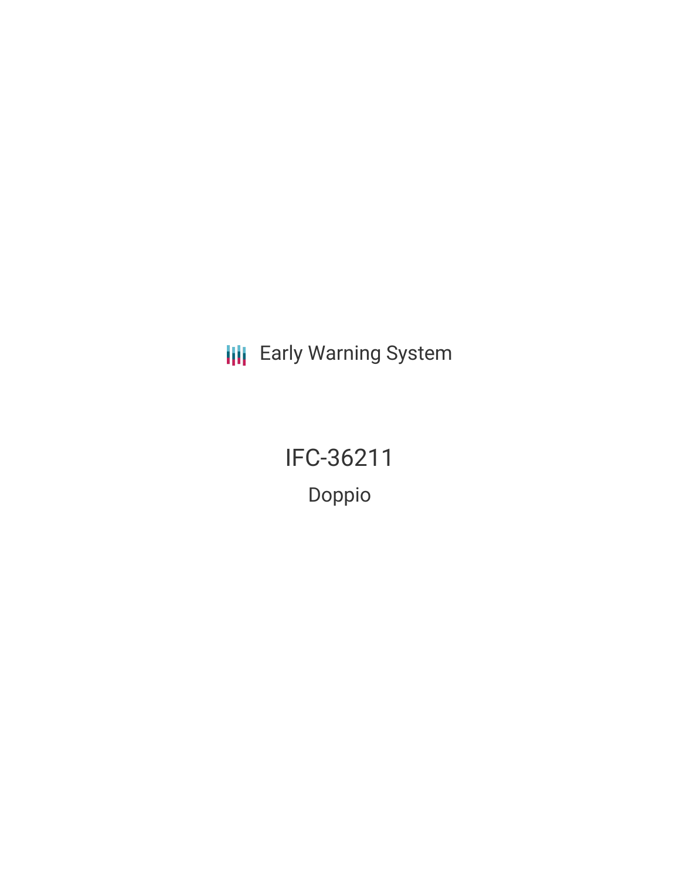Early Warning System

# IFC-36211

## Doppio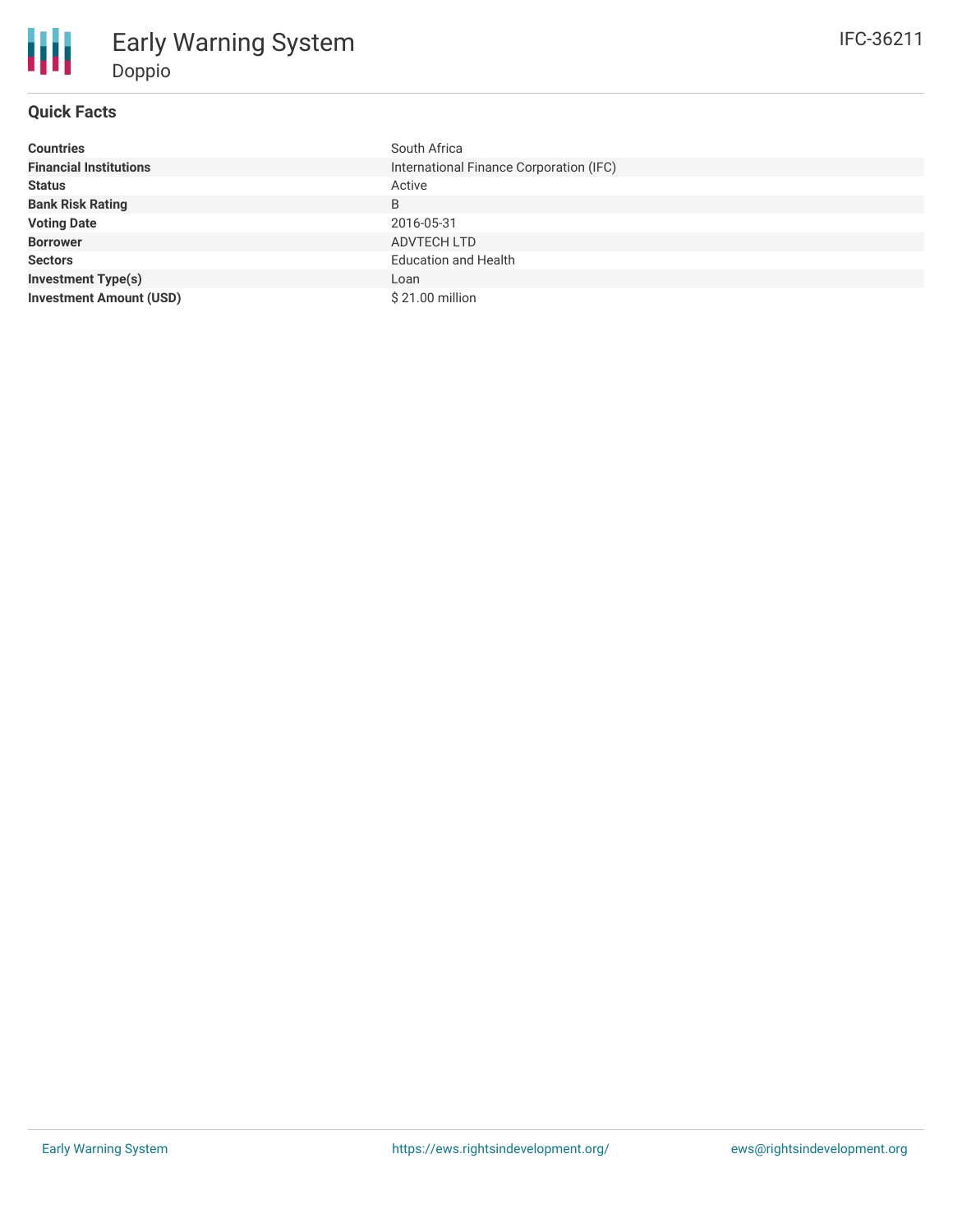# Early Warning System

## Doppio

IFC-36211

### Quick Facts

| | |
|---|---|
| **Countries** | South Africa |
| **Financial Institutions** | International Finance Corporation (IFC) |
| **Status** | Active |
| **Bank Risk Rating** | B |
| **Voting Date** | 2016-05-31 |
| **Borrower** | ADVTECH LTD |
| **Sectors** | Education and Health |
| **Investment Type(s)** | Loan |
| **Investment Amount (USD)** | $ 21.00 million |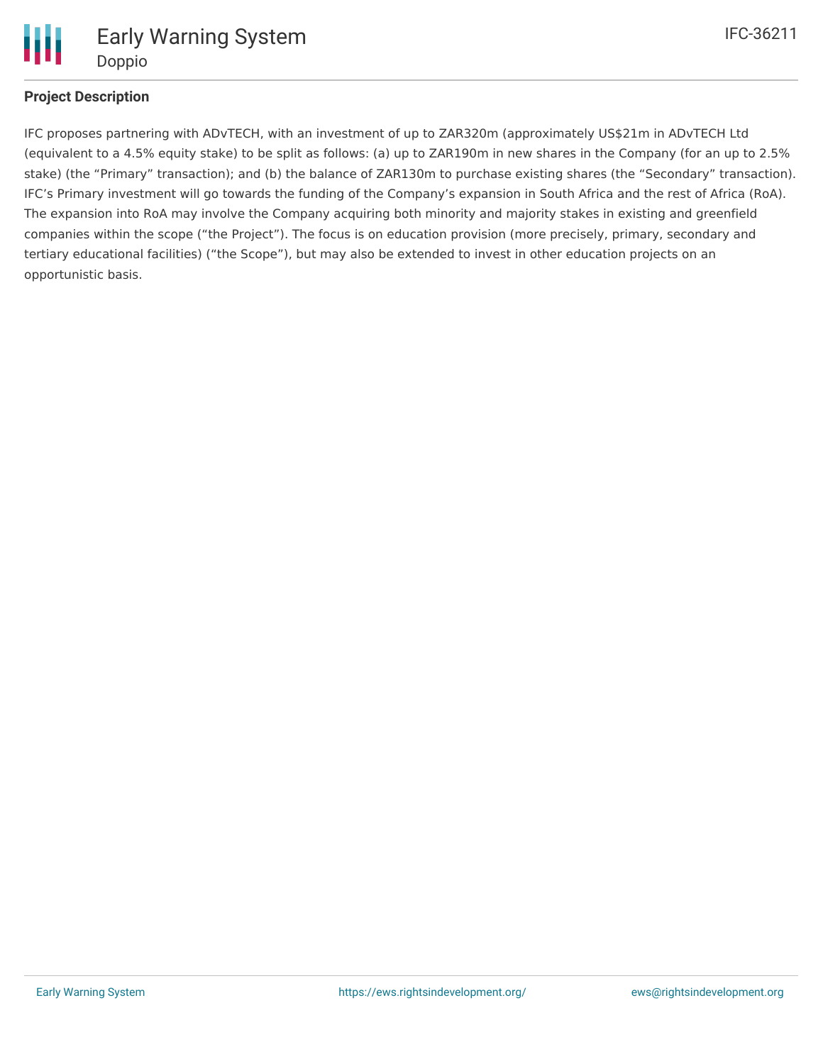## Project Description

IFC proposes partnering with ADvTECH, with an investment of up to ZAR320m (approximately US$21m in ADvTECH Ltd (equivalent to a 4.5% equity stake) to be split as follows: (a) up to ZAR190m in new shares in the Company (for an up to 2.5% stake) (the "Primary" transaction); and (b) the balance of ZAR130m to purchase existing shares (the "Secondary" transaction). IFC's Primary investment will go towards the funding of the Company's expansion in South Africa and the rest of Africa (RoA). The expansion into RoA may involve the Company acquiring both minority and majority stakes in existing and greenfield companies within the scope ("the Project"). The focus is on education provision (more precisely, primary, secondary and tertiary educational facilities) ("the Scope"), but may also be extended to invest in other education projects on an opportunistic basis.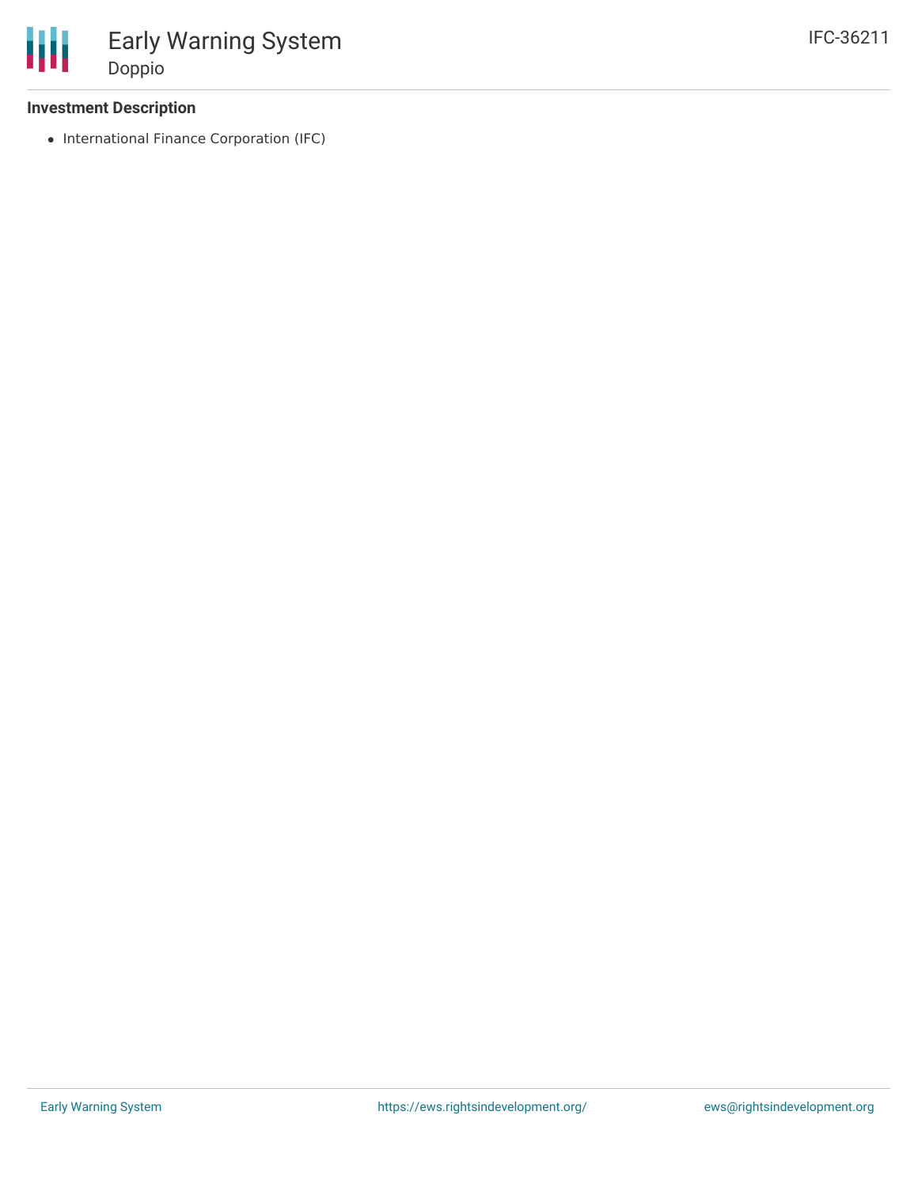### Investment Description

- International Finance Corporation (IFC)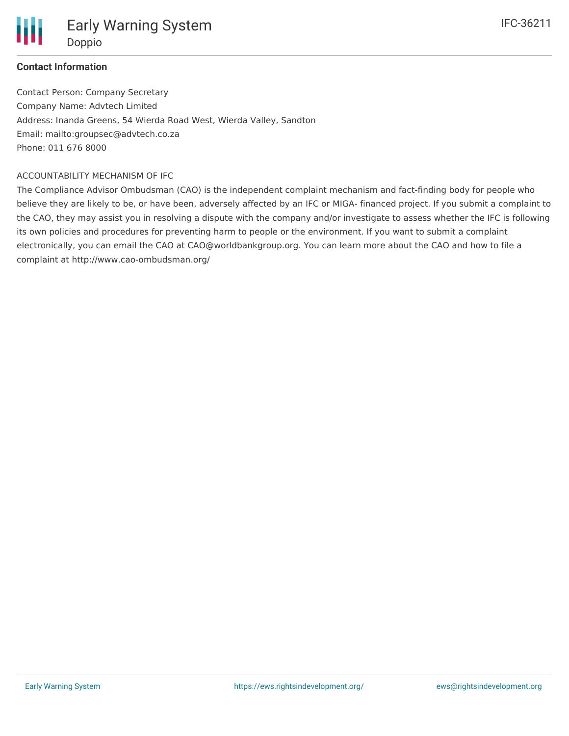**Contact Information**

Contact Person: Company Secretary
Company Name: Advtech Limited
Address: Inanda Greens, 54 Wierda Road West, Wierda Valley, Sandton
Email: mailto:groupsec@advtech.co.za
Phone: 011 676 8000

ACCOUNTABILITY MECHANISM OF IFC

The Compliance Advisor Ombudsman (CAO) is the independent complaint mechanism and fact-finding body for people who believe they are likely to be, or have been, adversely affected by an IFC or MIGA- financed project. If you submit a complaint to the CAO, they may assist you in resolving a dispute with the company and/or investigate to assess whether the IFC is following its own policies and procedures for preventing harm to people or the environment. If you want to submit a complaint electronically, you can email the CAO at CAO@worldbankgroup.org. You can learn more about the CAO and how to file a complaint at http://www.cao-ombudsman.org/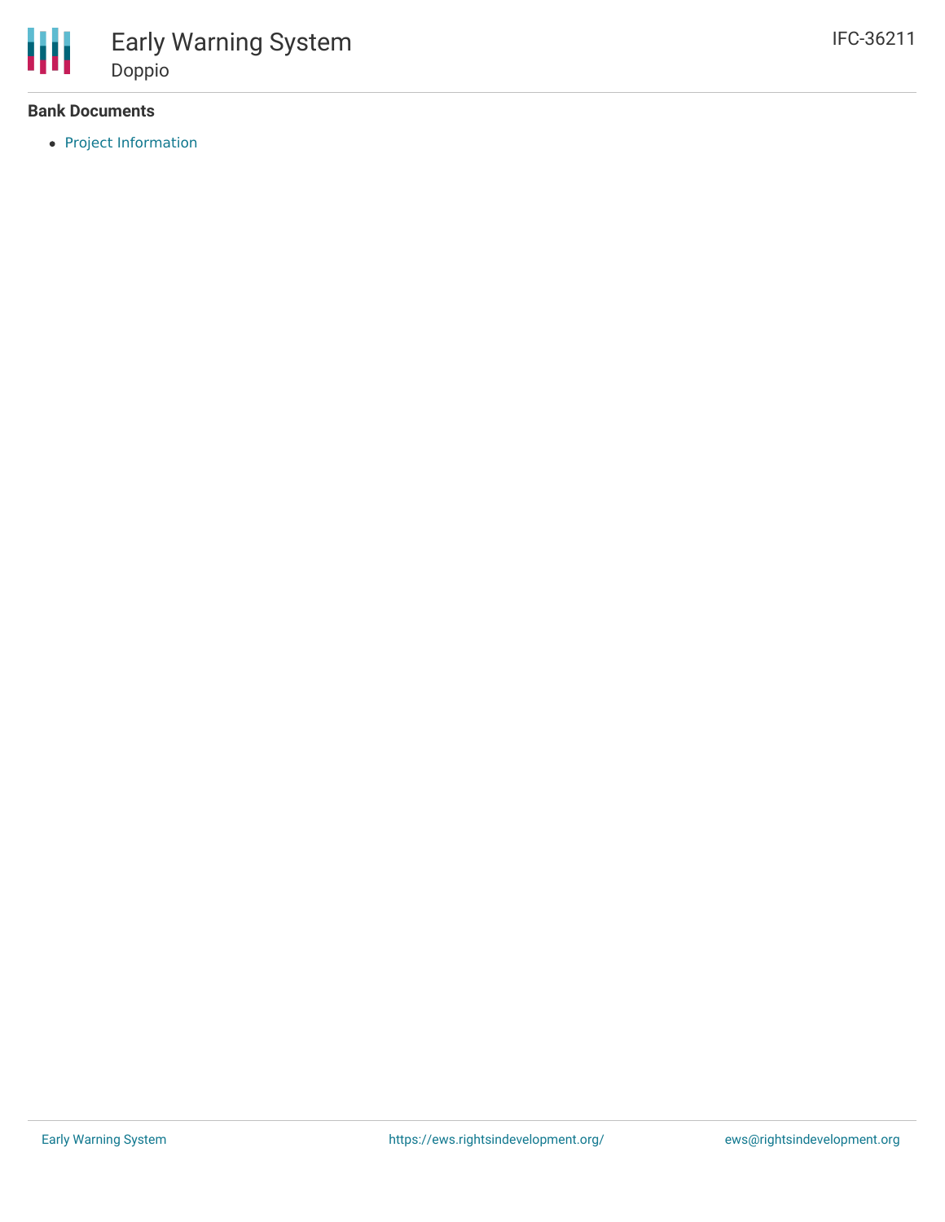**Bank Documents**

- Project Information